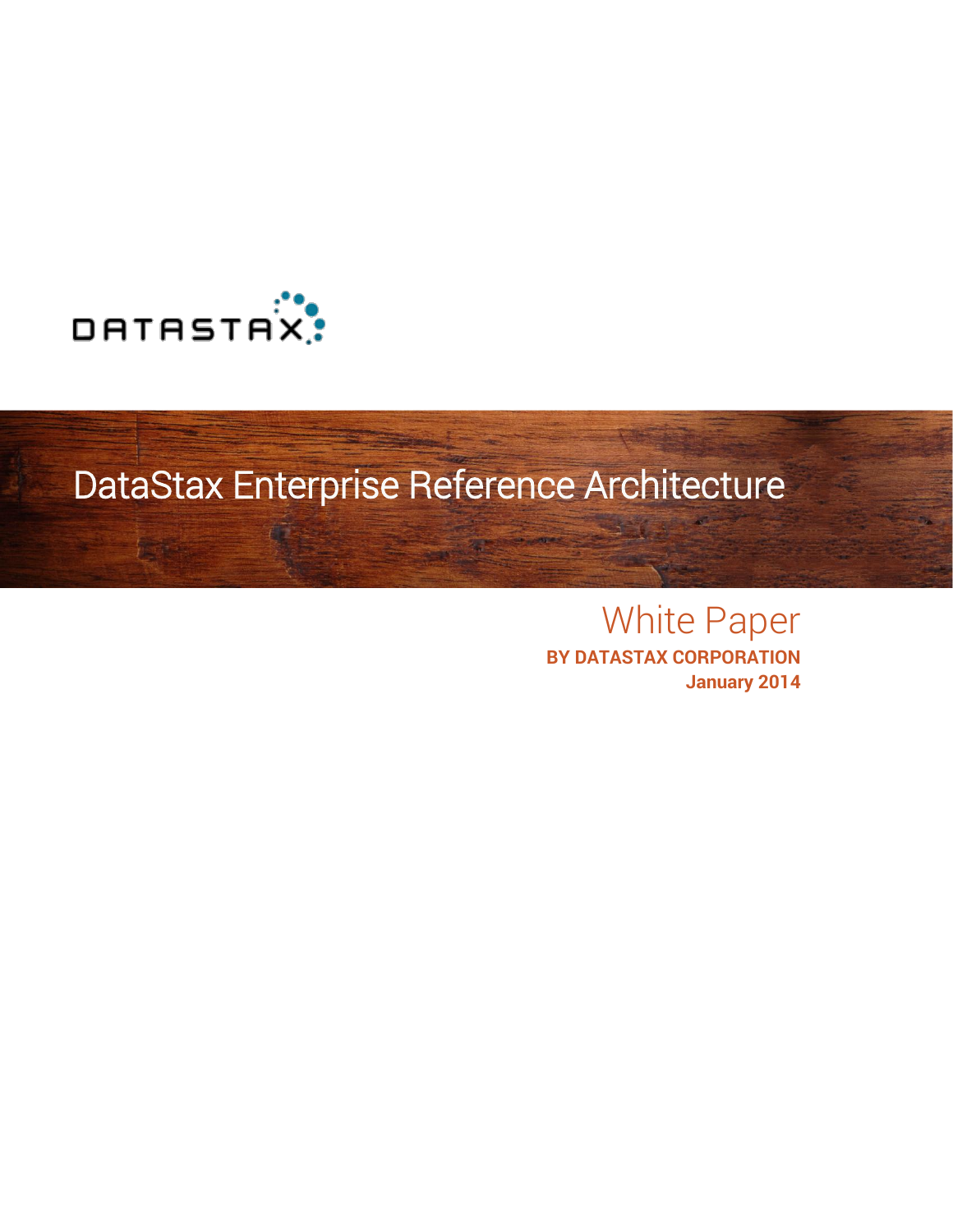DATASTAX

# DataStax Enterprise Reference Architecture

## White Paper

**BY DATASTAX CORPORATION**

**January 2014**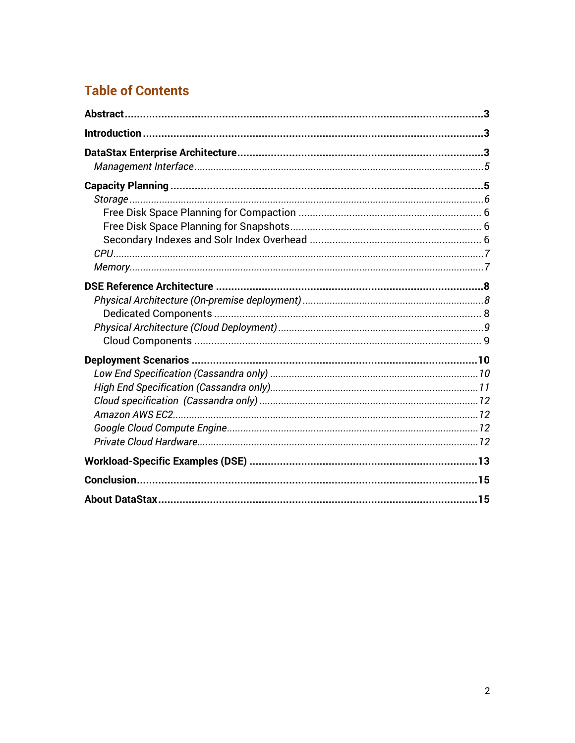## Table of Contents

**Abstract** ........................................................................ **3**

**Introduction** ........................................................................ **3**

**DataStax Enterprise Architecture** ........................................................................ **3**

*Management Interface* ........................................................................ *5*

**Capacity Planning** ........................................................................ **5**

*Storage* ........................................................................ *6*

Free Disk Space Planning for Compaction ........................................................................ 6

Free Disk Space Planning for Snapshots ........................................................................ 6

Secondary Indexes and Solr Index Overhead ........................................................................ 6

*CPU* ........................................................................ *7*

*Memory* ........................................................................ *7*

**DSE Reference Architecture** ........................................................................ **8**

*Physical Architecture (On-premise deployment)* ........................................................................ *8*

Dedicated Components ........................................................................ 8

*Physical Architecture (Cloud Deployment)* ........................................................................ *9*

Cloud Components ........................................................................ 9

**Deployment Scenarios** ........................................................................ **10**

*Low End Specification (Cassandra only)* ........................................................................ *10*

*High End Specification (Cassandra only)* ........................................................................ *11*

*Cloud specification (Cassandra only)* ........................................................................ *12*

*Amazon AWS EC2* ........................................................................ *12*

*Google Cloud Compute Engine* ........................................................................ *12*

*Private Cloud Hardware* ........................................................................ *12*

**Workload-Specific Examples (DSE)** ........................................................................ **13**

**Conclusion** ........................................................................ **15**

**About DataStax** ........................................................................ **15**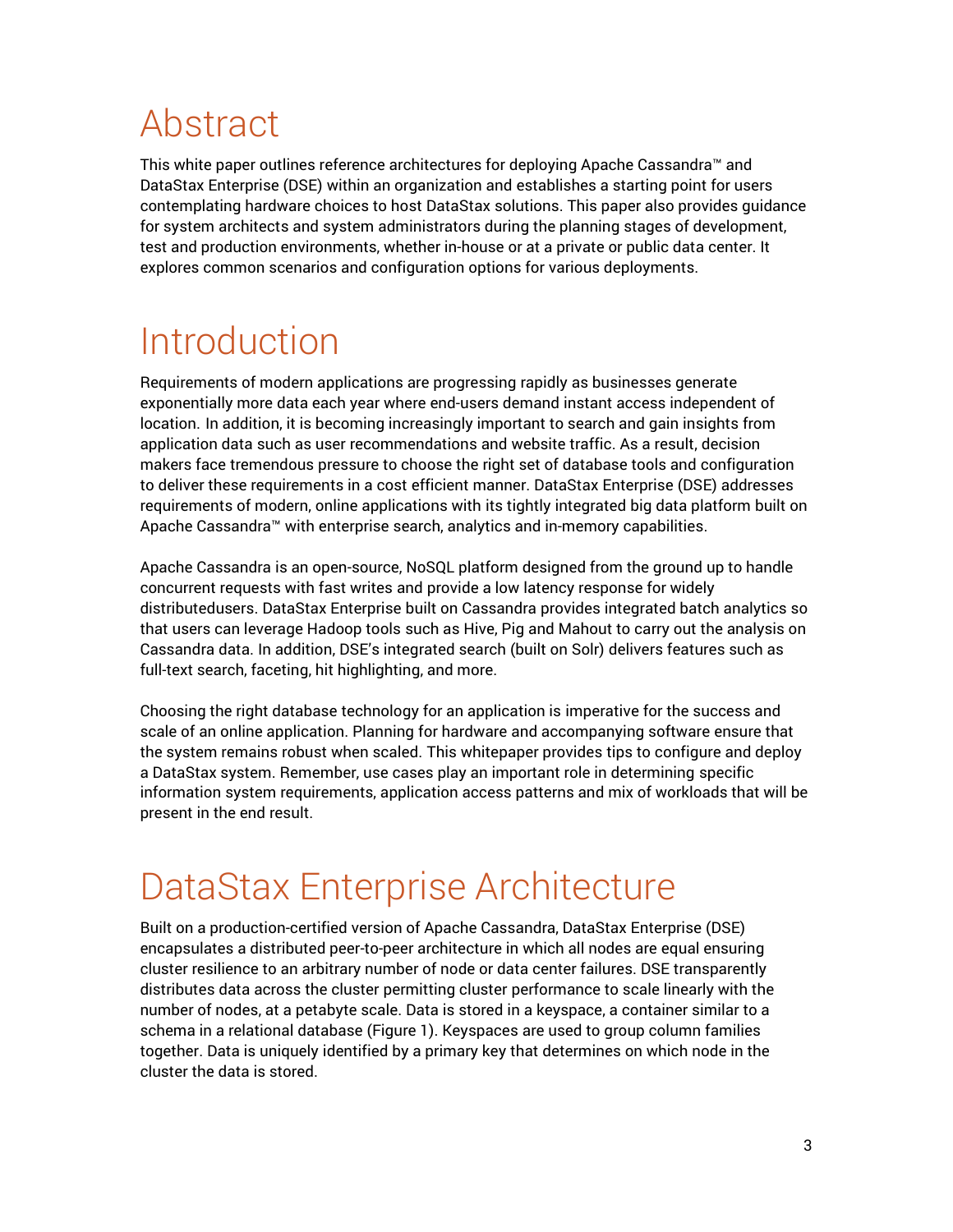# Abstract

This white paper outlines reference architectures for deploying Apache Cassandra™ and DataStax Enterprise (DSE) within an organization and establishes a starting point for users contemplating hardware choices to host DataStax solutions. This paper also provides guidance for system architects and system administrators during the planning stages of development, test and production environments, whether in-house or at a private or public data center. It explores common scenarios and configuration options for various deployments.

# Introduction

Requirements of modern applications are progressing rapidly as businesses generate exponentially more data each year where end-users demand instant access independent of location. In addition, it is becoming increasingly important to search and gain insights from application data such as user recommendations and website traffic. As a result, decision makers face tremendous pressure to choose the right set of database tools and configuration to deliver these requirements in a cost efficient manner. DataStax Enterprise (DSE) addresses requirements of modern, online applications with its tightly integrated big data platform built on Apache Cassandra™ with enterprise search, analytics and in-memory capabilities.

Apache Cassandra is an open-source, NoSQL platform designed from the ground up to handle concurrent requests with fast writes and provide a low latency response for widely distributedusers. DataStax Enterprise built on Cassandra provides integrated batch analytics so that users can leverage Hadoop tools such as Hive, Pig and Mahout to carry out the analysis on Cassandra data. In addition, DSE's integrated search (built on Solr) delivers features such as full-text search, faceting, hit highlighting, and more.

Choosing the right database technology for an application is imperative for the success and scale of an online application. Planning for hardware and accompanying software ensure that the system remains robust when scaled. This whitepaper provides tips to configure and deploy a DataStax system. Remember, use cases play an important role in determining specific information system requirements, application access patterns and mix of workloads that will be present in the end result.

# DataStax Enterprise Architecture

Built on a production-certified version of Apache Cassandra, DataStax Enterprise (DSE) encapsulates a distributed peer-to-peer architecture in which all nodes are equal ensuring cluster resilience to an arbitrary number of node or data center failures. DSE transparently distributes data across the cluster permitting cluster performance to scale linearly with the number of nodes, at a petabyte scale. Data is stored in a keyspace, a container similar to a schema in a relational database (Figure 1). Keyspaces are used to group column families together. Data is uniquely identified by a primary key that determines on which node in the cluster the data is stored.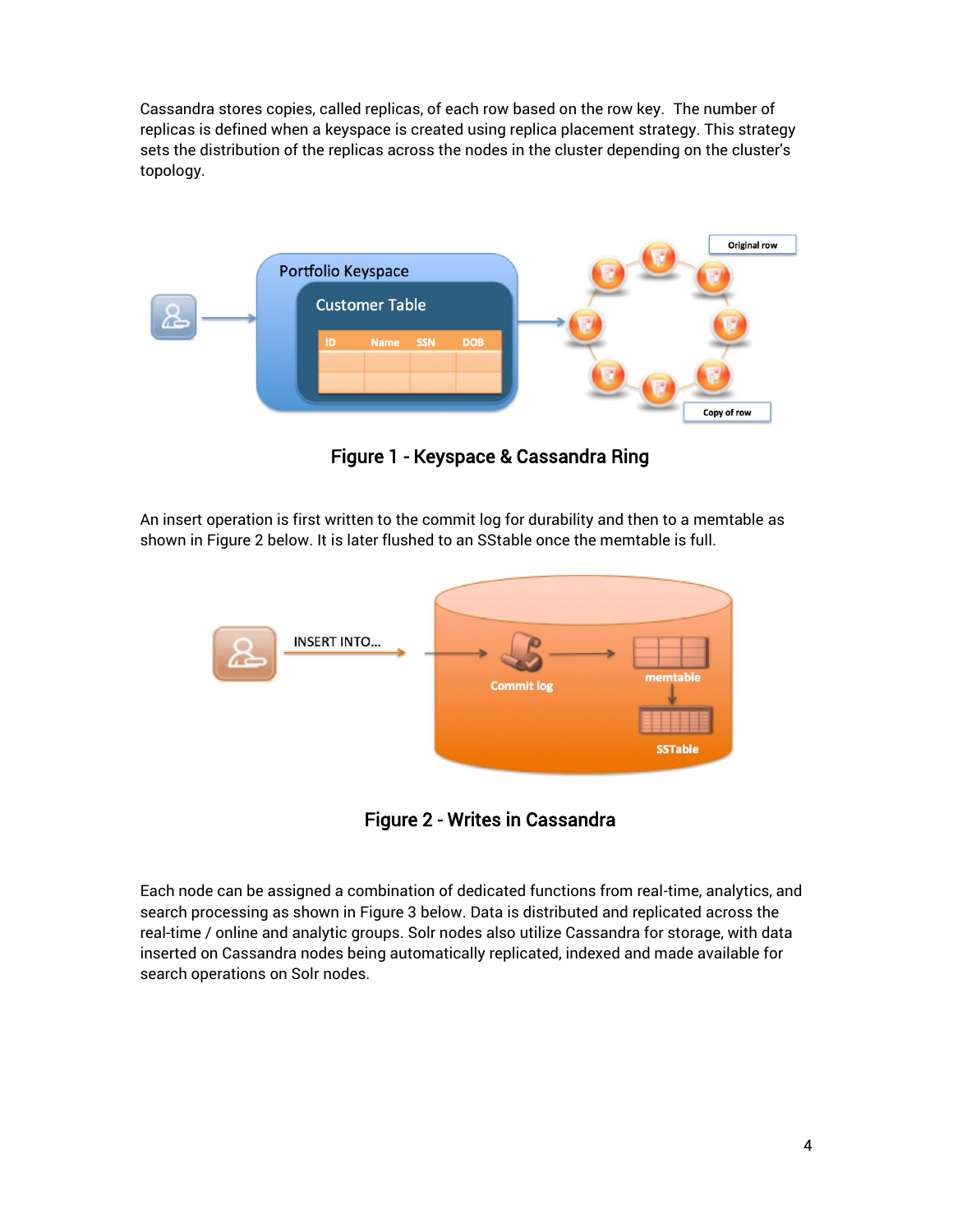Cassandra stores copies, called replicas, of each row based on the row key. The number of replicas is defined when a keyspace is created using replica placement strategy. This strategy sets the distribution of the replicas across the nodes in the cluster depending on the cluster's topology.

**Figure 1 - Keyspace & Cassandra Ring**

An insert operation is first written to the commit log for durability and then to a memtable as shown in Figure 2 below. It is later flushed to an SStable once the memtable is full.

**Figure 2 - Writes in Cassandra**

Each node can be assigned a combination of dedicated functions from real-time, analytics, and search processing as shown in Figure 3 below. Data is distributed and replicated across the real-time / online and analytic groups. Solr nodes also utilize Cassandra for storage, with data inserted on Cassandra nodes being automatically replicated, indexed and made available for search operations on Solr nodes.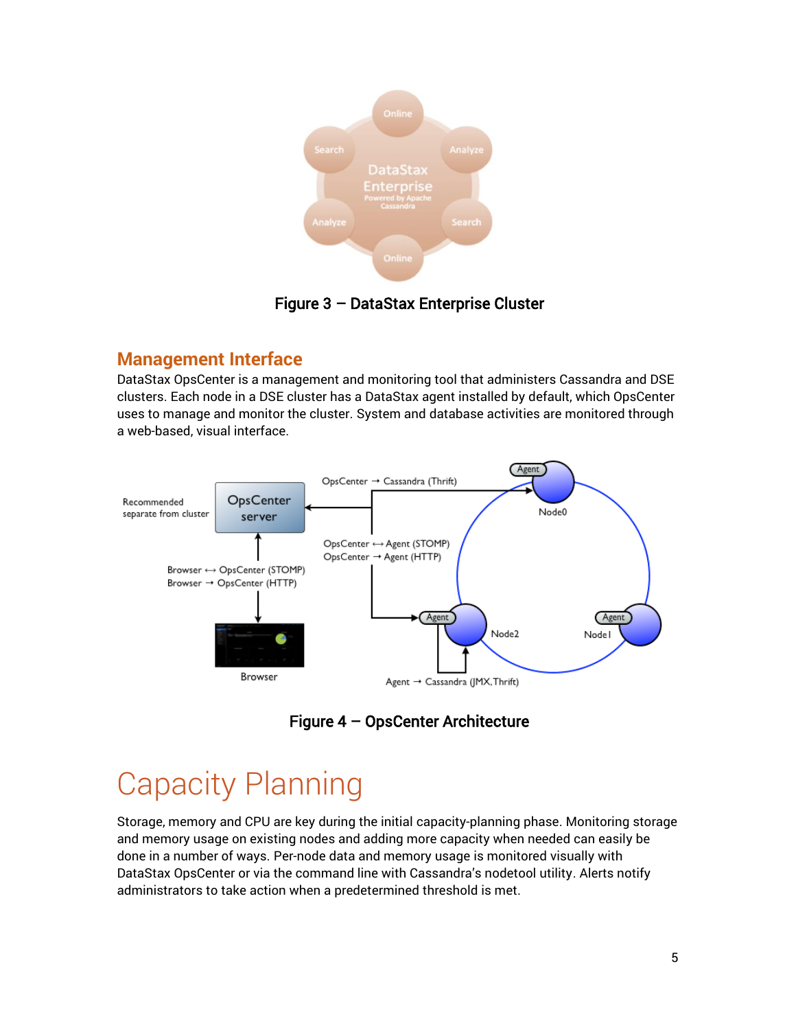Figure 3 – DataStax Enterprise Cluster

## Management Interface

DataStax OpsCenter is a management and monitoring tool that administers Cassandra and DSE clusters. Each node in a DSE cluster has a DataStax agent installed by default, which OpsCenter uses to manage and monitor the cluster. System and database activities are monitored through a web-based, visual interface.

Figure 4 – OpsCenter Architecture

# Capacity Planning

Storage, memory and CPU are key during the initial capacity-planning phase. Monitoring storage and memory usage on existing nodes and adding more capacity when needed can easily be done in a number of ways. Per-node data and memory usage is monitored visually with DataStax OpsCenter or via the command line with Cassandra's nodetool utility. Alerts notify administrators to take action when a predetermined threshold is met.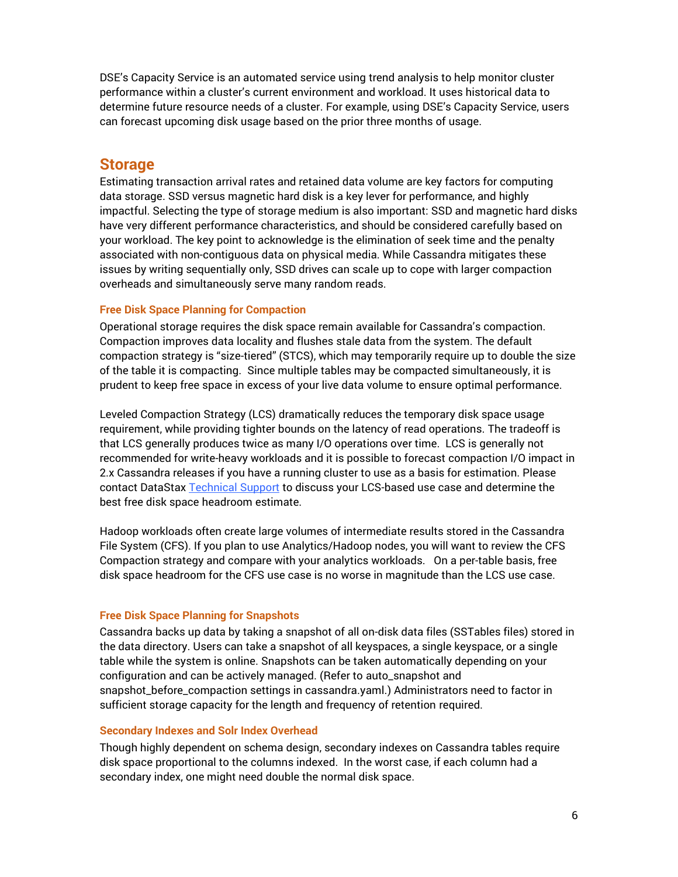DSE's Capacity Service is an automated service using trend analysis to help monitor cluster performance within a cluster's current environment and workload. It uses historical data to determine future resource needs of a cluster. For example, using DSE's Capacity Service, users can forecast upcoming disk usage based on the prior three months of usage.

## Storage

Estimating transaction arrival rates and retained data volume are key factors for computing data storage. SSD versus magnetic hard disk is a key lever for performance, and highly impactful. Selecting the type of storage medium is also important: SSD and magnetic hard disks have very different performance characteristics, and should be considered carefully based on your workload. The key point to acknowledge is the elimination of seek time and the penalty associated with non-contiguous data on physical media. While Cassandra mitigates these issues by writing sequentially only, SSD drives can scale up to cope with larger compaction overheads and simultaneously serve many random reads.

### Free Disk Space Planning for Compaction

Operational storage requires the disk space remain available for Cassandra's compaction. Compaction improves data locality and flushes stale data from the system. The default compaction strategy is "size-tiered" (STCS), which may temporarily require up to double the size of the table it is compacting. Since multiple tables may be compacted simultaneously, it is prudent to keep free space in excess of your live data volume to ensure optimal performance.

Leveled Compaction Strategy (LCS) dramatically reduces the temporary disk space usage requirement, while providing tighter bounds on the latency of read operations. The tradeoff is that LCS generally produces twice as many I/O operations over time. LCS is generally not recommended for write-heavy workloads and it is possible to forecast compaction I/O impact in 2.x Cassandra releases if you have a running cluster to use as a basis for estimation. Please contact DataStax Technical Support to discuss your LCS-based use case and determine the best free disk space headroom estimate.

Hadoop workloads often create large volumes of intermediate results stored in the Cassandra File System (CFS). If you plan to use Analytics/Hadoop nodes, you will want to review the CFS Compaction strategy and compare with your analytics workloads. On a per-table basis, free disk space headroom for the CFS use case is no worse in magnitude than the LCS use case.

### Free Disk Space Planning for Snapshots

Cassandra backs up data by taking a snapshot of all on-disk data files (SSTables files) stored in the data directory. Users can take a snapshot of all keyspaces, a single keyspace, or a single table while the system is online. Snapshots can be taken automatically depending on your configuration and can be actively managed. (Refer to auto_snapshot and snapshot_before_compaction settings in cassandra.yaml.) Administrators need to factor in sufficient storage capacity for the length and frequency of retention required.

### Secondary Indexes and Solr Index Overhead

Though highly dependent on schema design, secondary indexes on Cassandra tables require disk space proportional to the columns indexed. In the worst case, if each column had a secondary index, one might need double the normal disk space.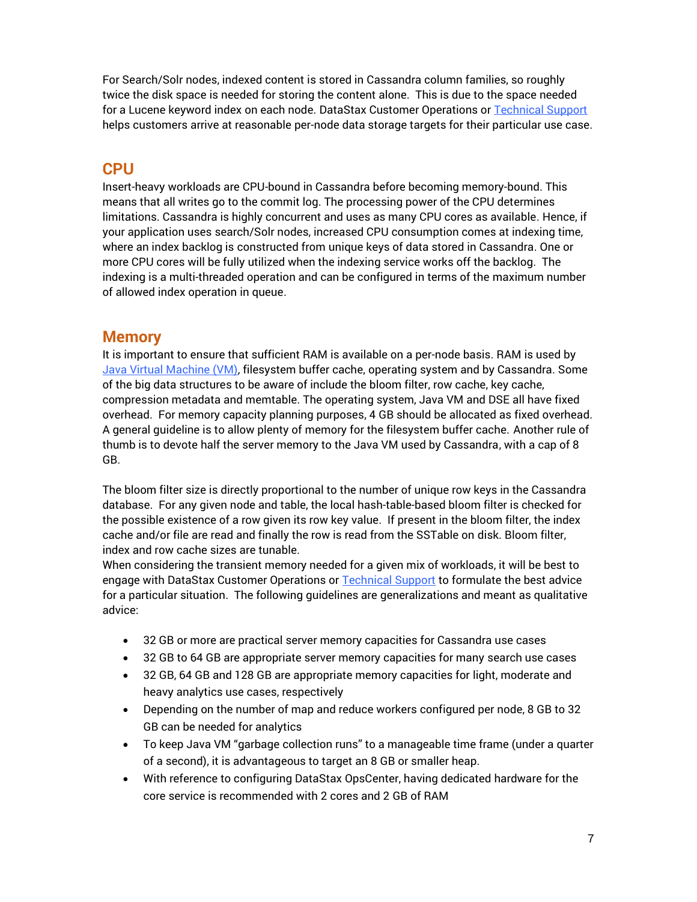For Search/Solr nodes, indexed content is stored in Cassandra column families, so roughly twice the disk space is needed for storing the content alone. This is due to the space needed for a Lucene keyword index on each node. DataStax Customer Operations or [Technical Support](#) helps customers arrive at reasonable per-node data storage targets for their particular use case.

## CPU

Insert-heavy workloads are CPU-bound in Cassandra before becoming memory-bound. This means that all writes go to the commit log. The processing power of the CPU determines limitations. Cassandra is highly concurrent and uses as many CPU cores as available. Hence, if your application uses search/Solr nodes, increased CPU consumption comes at indexing time, where an index backlog is constructed from unique keys of data stored in Cassandra. One or more CPU cores will be fully utilized when the indexing service works off the backlog. The indexing is a multi-threaded operation and can be configured in terms of the maximum number of allowed index operation in queue.

## Memory

It is important to ensure that sufficient RAM is available on a per-node basis. RAM is used by [Java Virtual Machine (VM)](#), filesystem buffer cache, operating system and by Cassandra. Some of the big data structures to be aware of include the bloom filter, row cache, key cache, compression metadata and memtable. The operating system, Java VM and DSE all have fixed overhead. For memory capacity planning purposes, 4 GB should be allocated as fixed overhead. A general guideline is to allow plenty of memory for the filesystem buffer cache. Another rule of thumb is to devote half the server memory to the Java VM used by Cassandra, with a cap of 8 GB.

The bloom filter size is directly proportional to the number of unique row keys in the Cassandra database. For any given node and table, the local hash-table-based bloom filter is checked for the possible existence of a row given its row key value. If present in the bloom filter, the index cache and/or file are read and finally the row is read from the SSTable on disk. Bloom filter, index and row cache sizes are tunable.
When considering the transient memory needed for a given mix of workloads, it will be best to engage with DataStax Customer Operations or [Technical Support](#) to formulate the best advice for a particular situation. The following guidelines are generalizations and meant as qualitative advice:

- 32 GB or more are practical server memory capacities for Cassandra use cases
- 32 GB to 64 GB are appropriate server memory capacities for many search use cases
- 32 GB, 64 GB and 128 GB are appropriate memory capacities for light, moderate and heavy analytics use cases, respectively
- Depending on the number of map and reduce workers configured per node, 8 GB to 32 GB can be needed for analytics
- To keep Java VM "garbage collection runs" to a manageable time frame (under a quarter of a second), it is advantageous to target an 8 GB or smaller heap.
- With reference to configuring DataStax OpsCenter, having dedicated hardware for the core service is recommended with 2 cores and 2 GB of RAM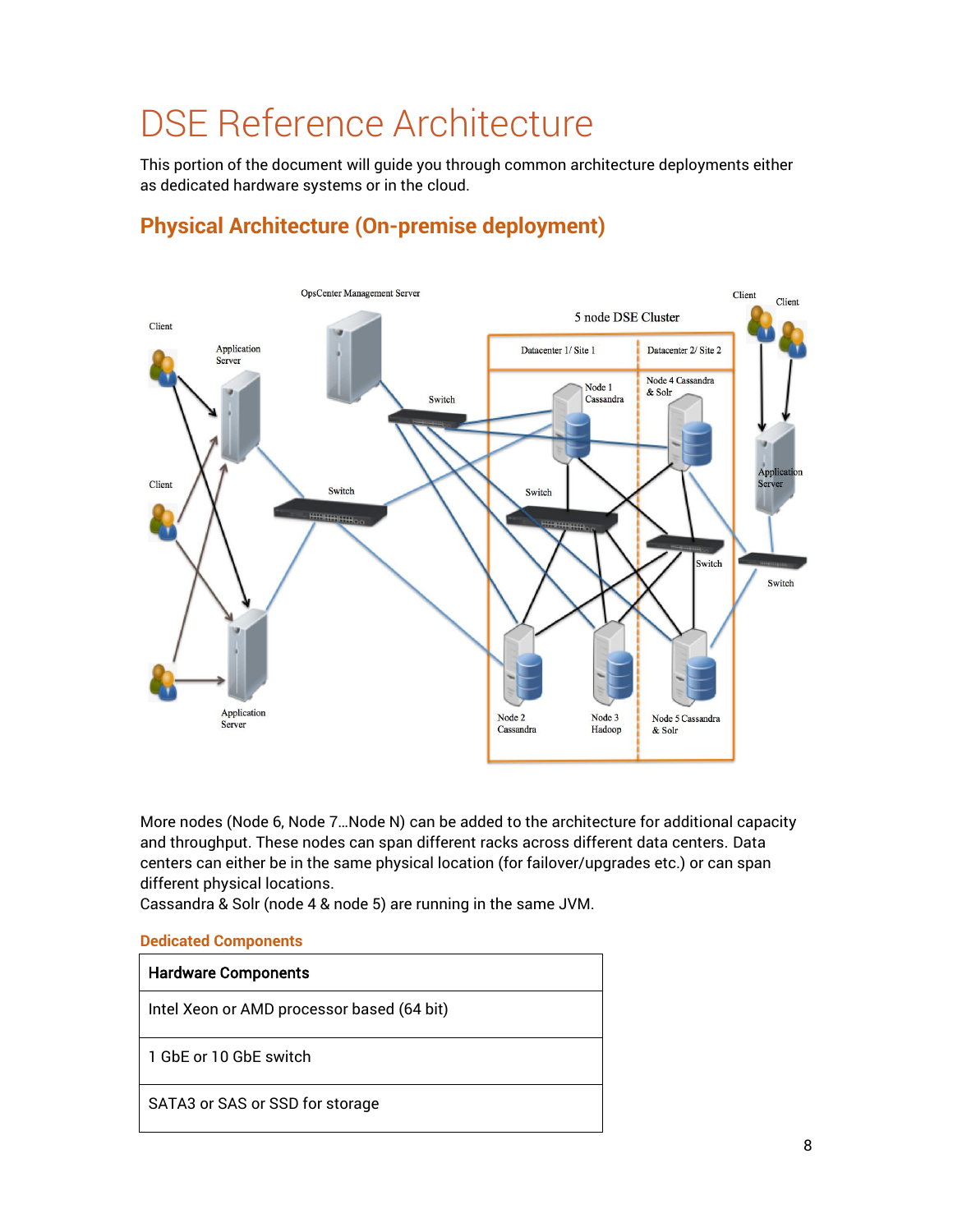# DSE Reference Architecture

This portion of the document will guide you through common architecture deployments either as dedicated hardware systems or in the cloud.

## Physical Architecture (On-premise deployment)

More nodes (Node 6, Node 7…Node N) can be added to the architecture for additional capacity and throughput. These nodes can span different racks across different data centers. Data centers can either be in the same physical location (for failover/upgrades etc.) or can span different physical locations.
Cassandra & Solr (node 4 & node 5) are running in the same JVM.

### Dedicated Components

| Hardware Components |
| --- |
| Intel Xeon or AMD processor based (64 bit) |
| 1 GbE or 10 GbE switch |
| SATA3 or SAS or SSD for storage |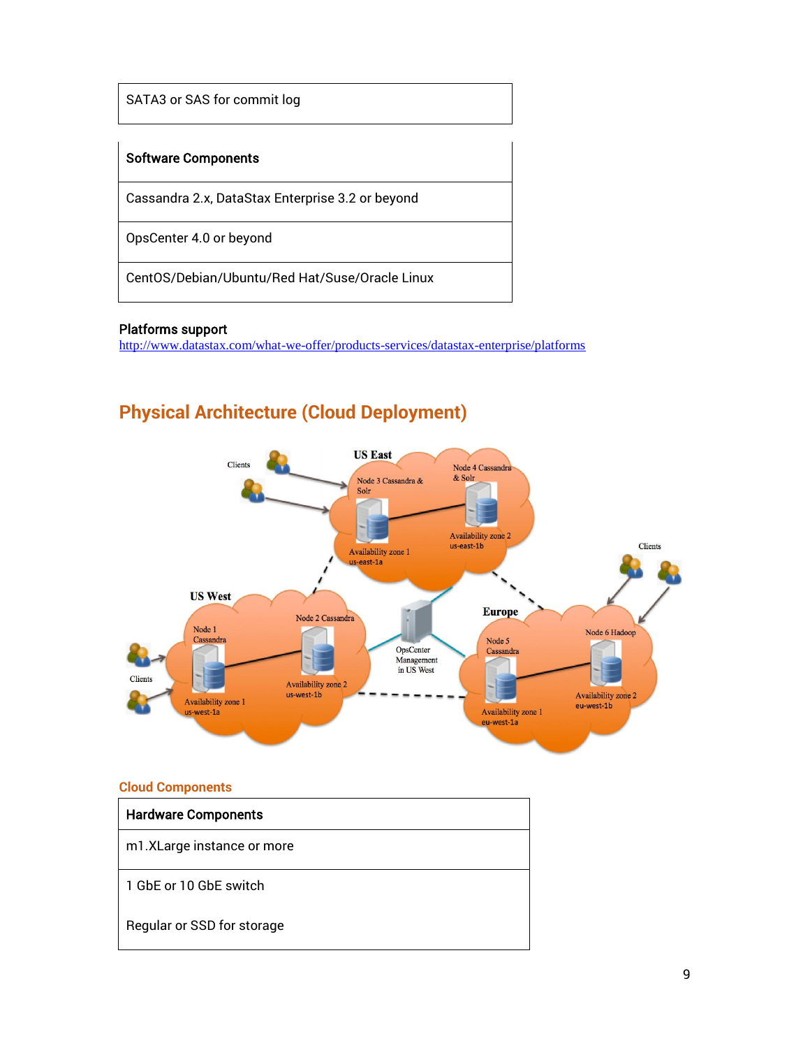| SATA3 or SAS for commit log |
| --- |

| **Software Components** |
| --- |
| Cassandra 2.x, DataStax Enterprise 3.2 or beyond |
| OpsCenter 4.0 or beyond |
| CentOS/Debian/Ubuntu/Red Hat/Suse/Oracle Linux |

**Platforms support**
http://www.datastax.com/what-we-offer/products-services/datastax-enterprise/platforms

## Physical Architecture (Cloud Deployment)

### Cloud Components

| **Hardware Components** |
| --- |
| m1.XLarge instance or more |
| 1 GbE or 10 GbE switch<br><br>Regular or SSD for storage |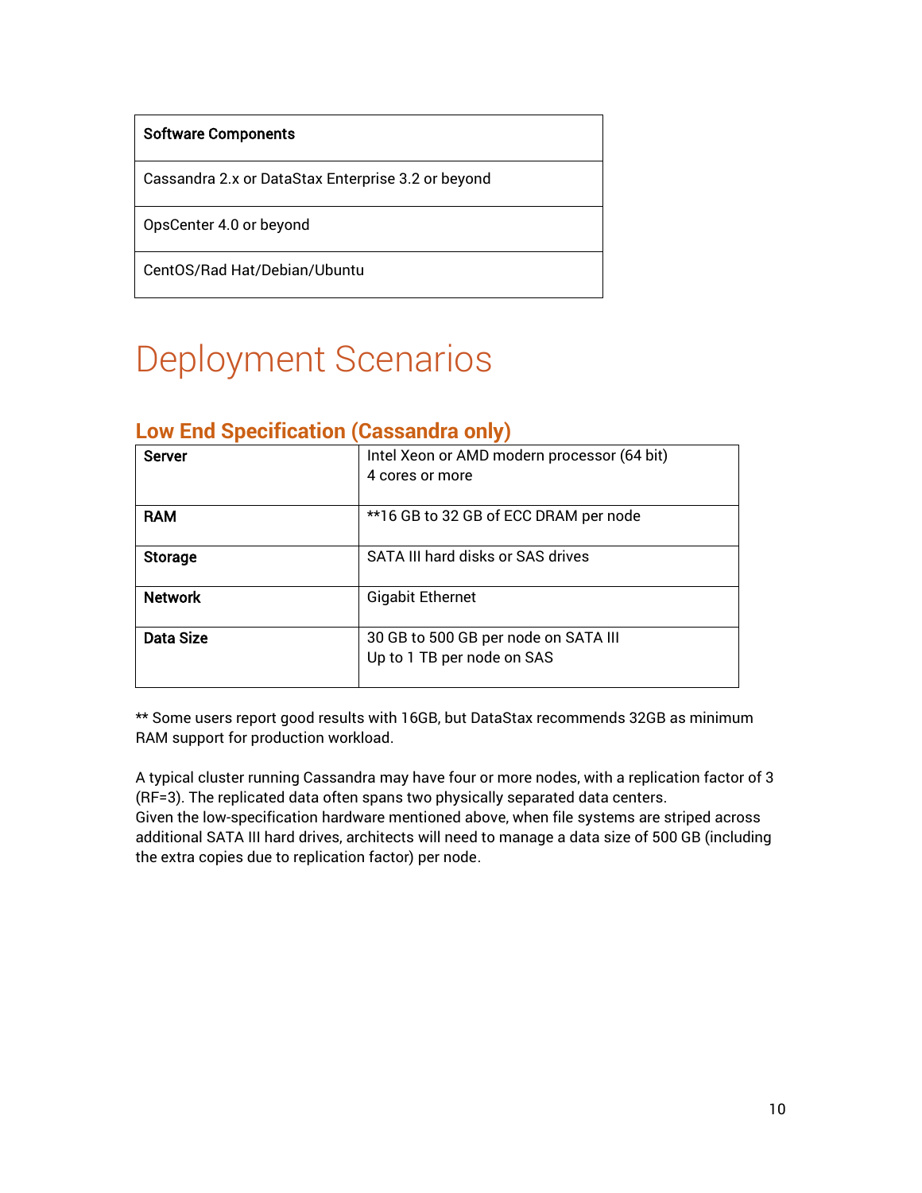| Software Components |
| --- |
| Cassandra 2.x or DataStax Enterprise 3.2 or beyond |
| OpsCenter 4.0 or beyond |
| CentOS/Rad Hat/Debian/Ubuntu |

# Deployment Scenarios

## Low End Specification (Cassandra only)

| | |
| --- | --- |
| **Server** | Intel Xeon or AMD modern processor (64 bit)<br>4 cores or more |
| **RAM** | **16 GB to 32 GB of ECC DRAM per node |
| **Storage** | SATA III hard disks or SAS drives |
| **Network** | Gigabit Ethernet |
| **Data Size** | 30 GB to 500 GB per node on SATA III<br>Up to 1 TB per node on SAS |

** Some users report good results with 16GB, but DataStax recommends 32GB as minimum RAM support for production workload.

A typical cluster running Cassandra may have four or more nodes, with a replication factor of 3 (RF=3). The replicated data often spans two physically separated data centers.
Given the low-specification hardware mentioned above, when file systems are striped across additional SATA III hard drives, architects will need to manage a data size of 500 GB (including the extra copies due to replication factor) per node.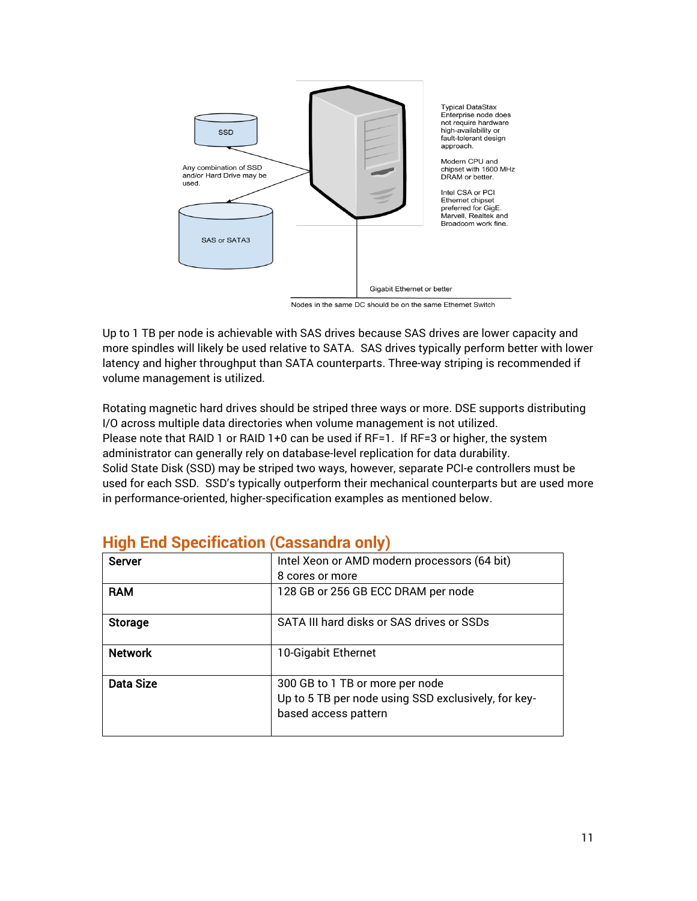SSD

Any combination of SSD and/or Hard Drive may be used.

SAS or SATA3

Typical DataStax Enterprise node does not require hardware high-availability or fault-tolerant design approach.

Modern CPU and chipset with 1600 MHz DRAM or better.

Intel CSA or PCI Ethernet chipset preferred for GigE. Marvell, Realtek and Broadcom work fine.

Gigabit Ethernet or better

Nodes in the same DC should be on the same Ethernet Switch

Up to 1 TB per node is achievable with SAS drives because SAS drives are lower capacity and more spindles will likely be used relative to SATA. SAS drives typically perform better with lower latency and higher throughput than SATA counterparts. Three-way striping is recommended if volume management is utilized.

Rotating magnetic hard drives should be striped three ways or more. DSE supports distributing I/O across multiple data directories when volume management is not utilized.
Please note that RAID 1 or RAID 1+0 can be used if RF=1. If RF=3 or higher, the system administrator can generally rely on database-level replication for data durability.
Solid State Disk (SSD) may be striped two ways, however, separate PCI-e controllers must be used for each SSD. SSD's typically outperform their mechanical counterparts but are used more in performance-oriented, higher-specification examples as mentioned below.

## High End Specification (Cassandra only)

| | |
|---|---|
| **Server** | Intel Xeon or AMD modern processors (64 bit)<br>8 cores or more |
| **RAM** | 128 GB or 256 GB ECC DRAM per node |
| **Storage** | SATA III hard disks or SAS drives or SSDs |
| **Network** | 10-Gigabit Ethernet |
| **Data Size** | 300 GB to 1 TB or more per node<br>Up to 5 TB per node using SSD exclusively, for key-based access pattern |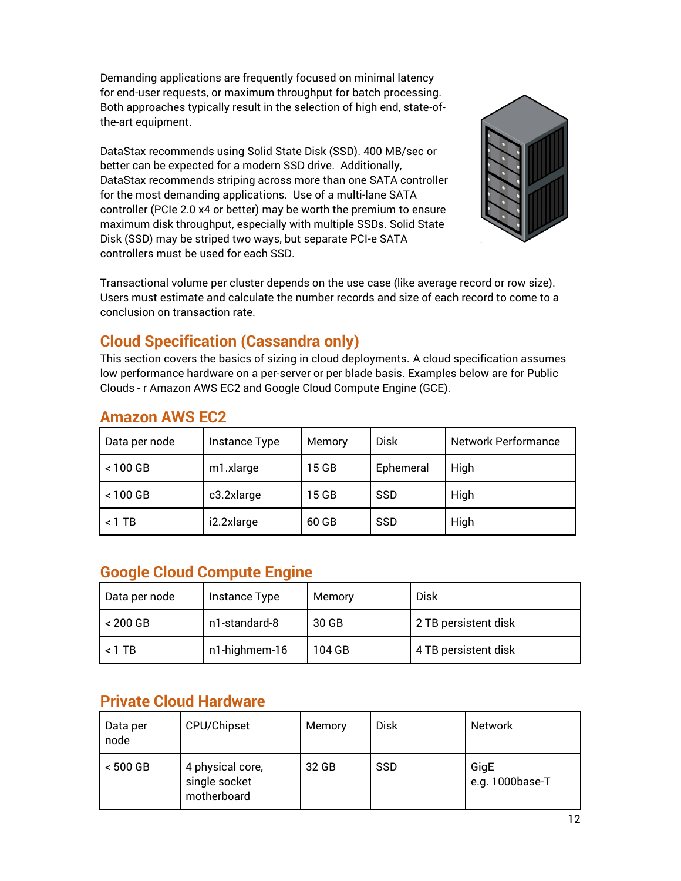Demanding applications are frequently focused on minimal latency for end-user requests, or maximum throughput for batch processing. Both approaches typically result in the selection of high end, state-of-the-art equipment.

DataStax recommends using Solid State Disk (SSD). 400 MB/sec or better can be expected for a modern SSD drive. Additionally, DataStax recommends striping across more than one SATA controller for the most demanding applications. Use of a multi-lane SATA controller (PCIe 2.0 x4 or better) may be worth the premium to ensure maximum disk throughput, especially with multiple SSDs. Solid State Disk (SSD) may be striped two ways, but separate PCI-e SATA controllers must be used for each SSD.

Transactional volume per cluster depends on the use case (like average record or row size). Users must estimate and calculate the number records and size of each record to come to a conclusion on transaction rate.

## Cloud Specification (Cassandra only)

This section covers the basics of sizing in cloud deployments. A cloud specification assumes low performance hardware on a per-server or per blade basis. Examples below are for Public Clouds - r Amazon AWS EC2 and Google Cloud Compute Engine (GCE).

### Amazon AWS EC2

| Data per node | Instance Type | Memory | Disk | Network Performance |
|---|---|---|---|---|
| < 100 GB | m1.xlarge | 15 GB | Ephemeral | High |
| < 100 GB | c3.2xlarge | 15 GB | SSD | High |
| < 1 TB | i2.2xlarge | 60 GB | SSD | High |

### Google Cloud Compute Engine

| Data per node | Instance Type | Memory | Disk |
|---|---|---|---|
| < 200 GB | n1-standard-8 | 30 GB | 2 TB persistent disk |
| < 1 TB | n1-highmem-16 | 104 GB | 4 TB persistent disk |

### Private Cloud Hardware

| Data per node | CPU/Chipset | Memory | Disk | Network |
|---|---|---|---|---|
| < 500 GB | 4 physical core, single socket motherboard | 32 GB | SSD | GigE e.g. 1000base-T |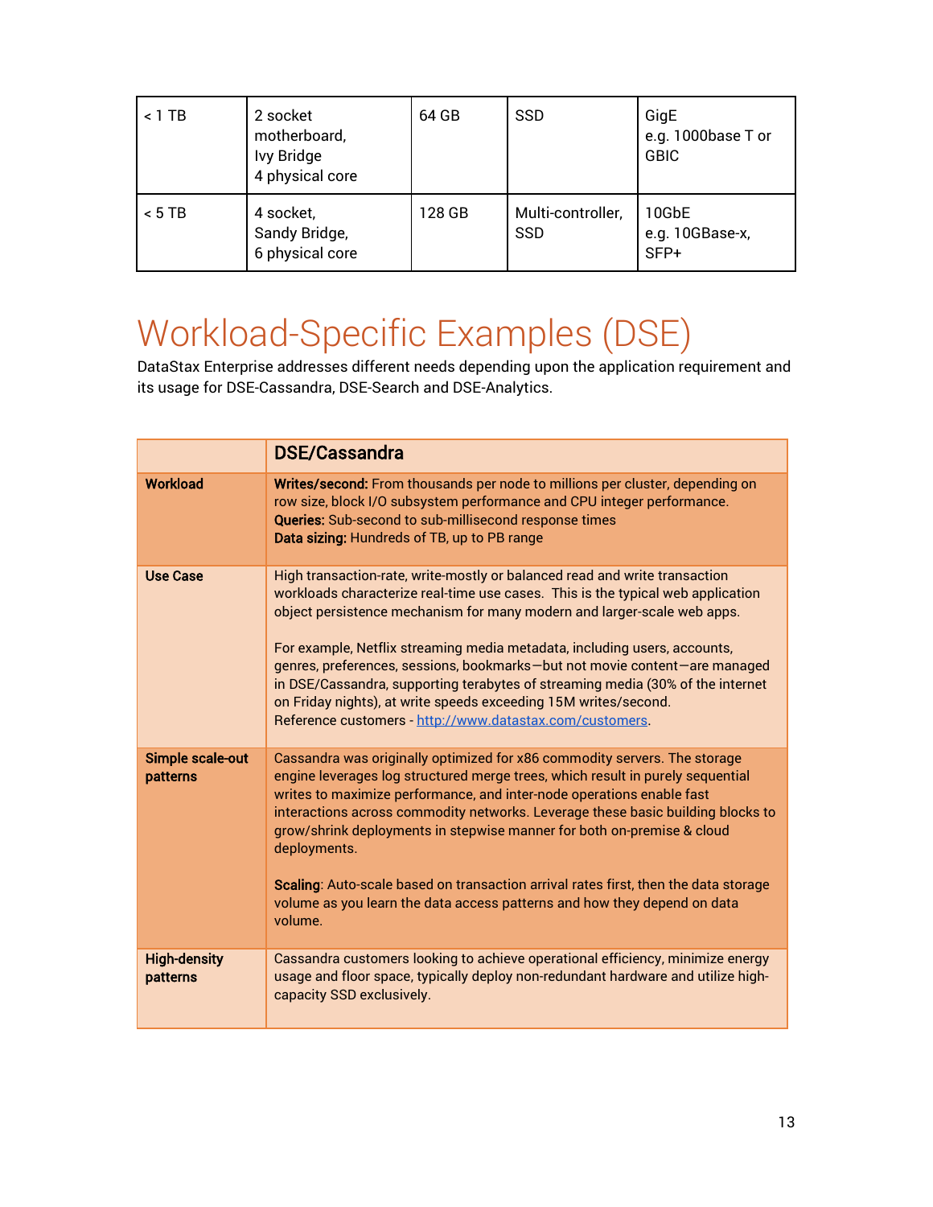| < 1 TB | 2 socket motherboard, Ivy Bridge 4 physical core | 64 GB | SSD | GigE e.g. 1000base T or GBIC |
|---|---|---|---|---|
| < 5 TB | 4 socket, Sandy Bridge, 6 physical core | 128 GB | Multi-controller, SSD | 10GbE e.g. 10GBase-x, SFP+ |

# Workload-Specific Examples (DSE)

DataStax Enterprise addresses different needs depending upon the application requirement and its usage for DSE-Cassandra, DSE-Search and DSE-Analytics.

| | **DSE/Cassandra** |
|---|---|
| **Workload** | **Writes/second:** From thousands per node to millions per cluster, depending on row size, block I/O subsystem performance and CPU integer performance.<br>**Queries:** Sub-second to sub-millisecond response times<br>**Data sizing:** Hundreds of TB, up to PB range |
| **Use Case** | High transaction-rate, write-mostly or balanced read and write transaction workloads characterize real-time use cases. This is the typical web application object persistence mechanism for many modern and larger-scale web apps.<br><br>For example, Netflix streaming media metadata, including users, accounts, genres, preferences, sessions, bookmarks—but not movie content—are managed in DSE/Cassandra, supporting terabytes of streaming media (30% of the internet on Friday nights), at write speeds exceeding 15M writes/second.<br>Reference customers - [http://www.datastax.com/customers](http://www.datastax.com/customers). |
| **Simple scale-out patterns** | Cassandra was originally optimized for x86 commodity servers. The storage engine leverages log structured merge trees, which result in purely sequential writes to maximize performance, and inter-node operations enable fast interactions across commodity networks. Leverage these basic building blocks to grow/shrink deployments in stepwise manner for both on-premise & cloud deployments.<br><br>**Scaling**: Auto-scale based on transaction arrival rates first, then the data storage volume as you learn the data access patterns and how they depend on data volume. |
| **High-density patterns** | Cassandra customers looking to achieve operational efficiency, minimize energy usage and floor space, typically deploy non-redundant hardware and utilize high-capacity SSD exclusively. |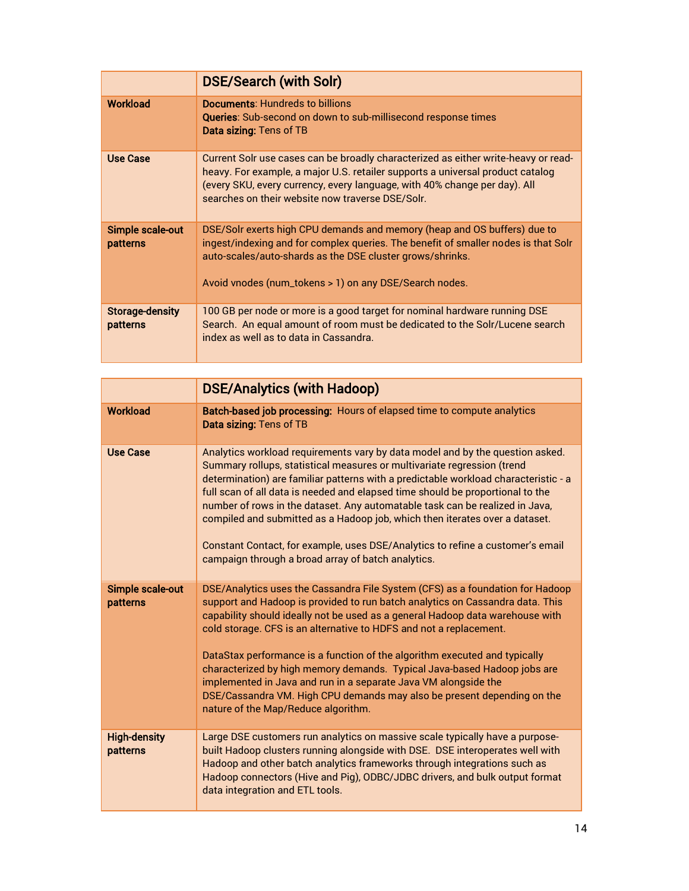| | DSE/Search (with Solr) |
|---|---|
| **Workload** | **Documents**: Hundreds to billions<br>**Queries**: Sub-second on down to sub-millisecond response times<br>**Data sizing:** Tens of TB |
| **Use Case** | Current Solr use cases can be broadly characterized as either write-heavy or read-heavy. For example, a major U.S. retailer supports a universal product catalog (every SKU, every currency, every language, with 40% change per day). All searches on their website now traverse DSE/Solr. |
| **Simple scale-out patterns** | DSE/Solr exerts high CPU demands and memory (heap and OS buffers) due to ingest/indexing and for complex queries. The benefit of smaller nodes is that Solr auto-scales/auto-shards as the DSE cluster grows/shrinks.<br><br>Avoid vnodes (num_tokens > 1) on any DSE/Search nodes. |
| **Storage-density patterns** | 100 GB per node or more is a good target for nominal hardware running DSE Search. An equal amount of room must be dedicated to the Solr/Lucene search index as well as to data in Cassandra. |

| | DSE/Analytics (with Hadoop) |
|---|---|
| **Workload** | **Batch-based job processing:** Hours of elapsed time to compute analytics<br>**Data sizing:** Tens of TB |
| **Use Case** | Analytics workload requirements vary by data model and by the question asked. Summary rollups, statistical measures or multivariate regression (trend determination) are familiar patterns with a predictable workload characteristic - a full scan of all data is needed and elapsed time should be proportional to the number of rows in the dataset. Any automatable task can be realized in Java, compiled and submitted as a Hadoop job, which then iterates over a dataset.<br><br>Constant Contact, for example, uses DSE/Analytics to refine a customer's email campaign through a broad array of batch analytics. |
| **Simple scale-out patterns** | DSE/Analytics uses the Cassandra File System (CFS) as a foundation for Hadoop support and Hadoop is provided to run batch analytics on Cassandra data. This capability should ideally not be used as a general Hadoop data warehouse with cold storage. CFS is an alternative to HDFS and not a replacement.<br><br>DataStax performance is a function of the algorithm executed and typically characterized by high memory demands. Typical Java-based Hadoop jobs are implemented in Java and run in a separate Java VM alongside the DSE/Cassandra VM. High CPU demands may also be present depending on the nature of the Map/Reduce algorithm. |
| **High-density patterns** | Large DSE customers run analytics on massive scale typically have a purpose-built Hadoop clusters running alongside with DSE. DSE interoperates well with Hadoop and other batch analytics frameworks through integrations such as Hadoop connectors (Hive and Pig), ODBC/JDBC drivers, and bulk output format data integration and ETL tools. |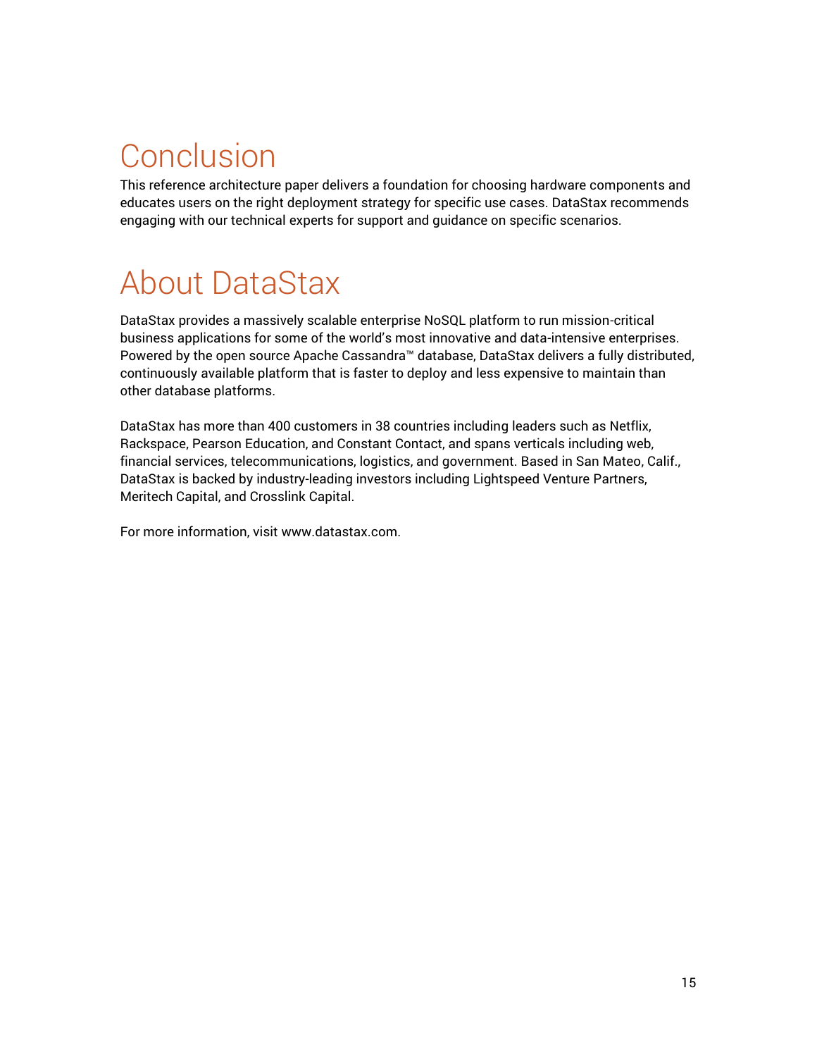# Conclusion

This reference architecture paper delivers a foundation for choosing hardware components and educates users on the right deployment strategy for specific use cases. DataStax recommends engaging with our technical experts for support and guidance on specific scenarios.

# About DataStax

DataStax provides a massively scalable enterprise NoSQL platform to run mission-critical business applications for some of the world's most innovative and data-intensive enterprises. Powered by the open source Apache Cassandra™ database, DataStax delivers a fully distributed, continuously available platform that is faster to deploy and less expensive to maintain than other database platforms.

DataStax has more than 400 customers in 38 countries including leaders such as Netflix, Rackspace, Pearson Education, and Constant Contact, and spans verticals including web, financial services, telecommunications, logistics, and government. Based in San Mateo, Calif., DataStax is backed by industry-leading investors including Lightspeed Venture Partners, Meritech Capital, and Crosslink Capital.

For more information, visit www.datastax.com.